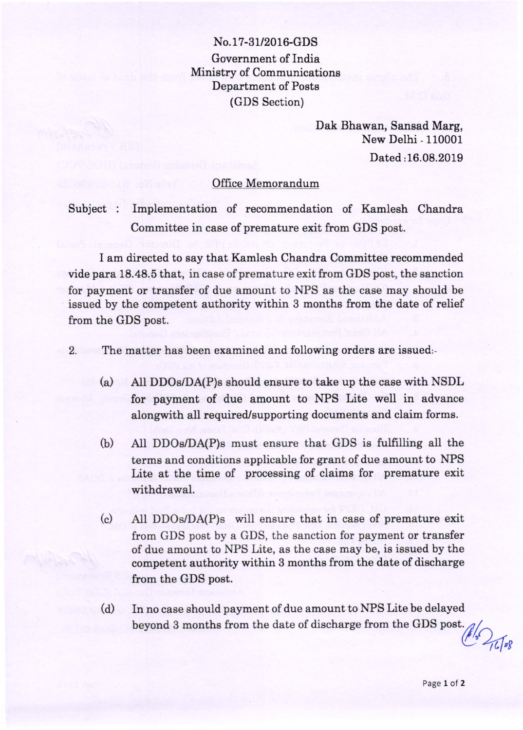No.17-31/2016-GDS

Government of India

Ministry of Communications

Department of Posts

(GDS Section)

Dak Bhawan, Sansad Marg,

New Delhi - 110001

Dated :16.08.2019

## Office Memorandum

**Subject :** Implementation of recommendation of Kamlesh Chandra Committee in case of premature exit from GDS post.

I am directed to say that Kamlesh Chandra Committee recommended vide para 18.48.5 that, in case of premature exit from GDS post, the sanction for payment or transfer of due amount to NPS as the case may should be issued by the competent authority within 3 months from the date of relief from the GDS post.

2. The matter has been examined and following orders are issued:-

(a) All DDOs/DA(P)s should ensure to take up the case with NSDL for payment of due amount to NPS Lite well in advance alongwith all required/supporting documents and claim forms.

(b) All DDOs/DA(P)s must ensure that GDS is fulfilling all the terms and conditions applicable for grant of due amount to NPS Lite at the time of processing of claims for premature exit withdrawal.

(c) All DDOs/DA(P)s will ensure that in case of premature exit from GDS post by a GDS, the sanction for payment or transfer of due amount to NPS Lite, as the case may be, is issued by the competent authority within 3 months from the date of discharge from the GDS post.

(d) In no case should payment of due amount to NPS Lite be delayed beyond 3 months from the date of discharge from the GDS post.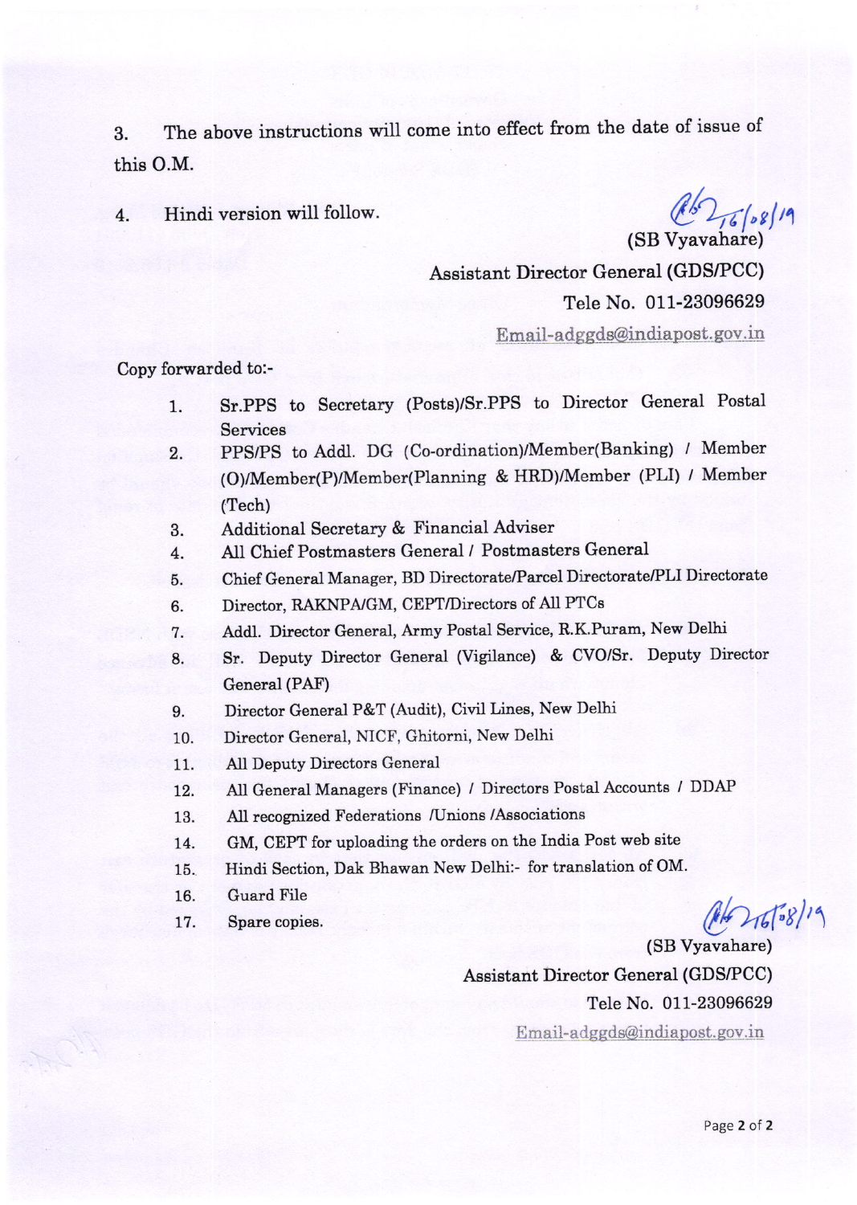3. The above instructions will come into effect from the date of issue of this O.M.

4. Hindi version will follow.

16/08/19

(SB Vyavahare)

Assistant Director General (GDS/PCC)

Tele No. 011-23096629

Email-adggds@indiapost.gov.in

Copy forwarded to:-

1. Sr.PPS to Secretary (Posts)/Sr.PPS to Director General Postal Services
2. PPS/PS to Addl. DG (Co-ordination)/Member(Banking) / Member (O)/Member(P)/Member(Planning & HRD)/Member (PLI) / Member (Tech)
3. Additional Secretary & Financial Adviser
4. All Chief Postmasters General / Postmasters General
5. Chief General Manager, BD Directorate/Parcel Directorate/PLI Directorate
6. Director, RAKNPA/GM, CEPT/Directors of All PTCs
7. Addl. Director General, Army Postal Service, R.K.Puram, New Delhi
8. Sr. Deputy Director General (Vigilance) & CVO/Sr. Deputy Director General (PAF)
9. Director General P&T (Audit), Civil Lines, New Delhi
10. Director General, NICF, Ghitorni, New Delhi
11. All Deputy Directors General
12. All General Managers (Finance) / Directors Postal Accounts / DDAP
13. All recognized Federations /Unions /Associations
14. GM, CEPT for uploading the orders on the India Post web site
15. Hindi Section, Dak Bhawan New Delhi:- for translation of OM.
16. Guard File
17. Spare copies.

16/08/19

(SB Vyavahare)

Assistant Director General (GDS/PCC)

Tele No. 011-23096629

Email-adggds@indiapost.gov.in